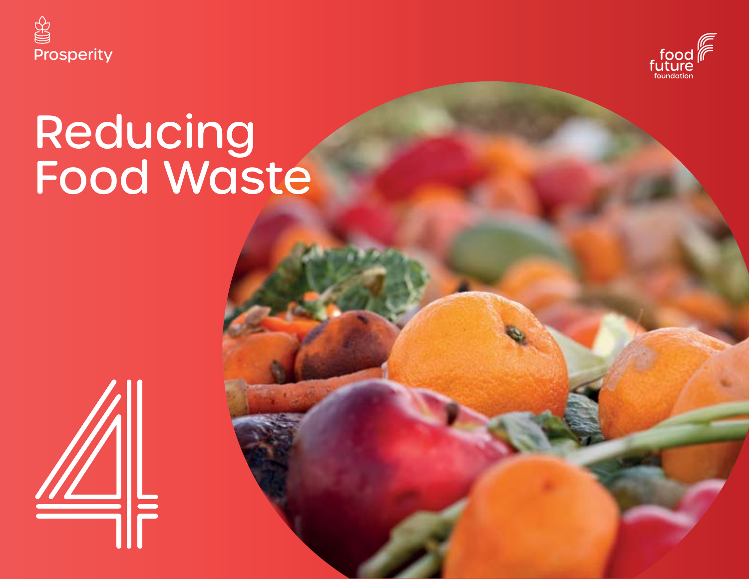Prosperity

food future foundation

# Reducing Food Waste

4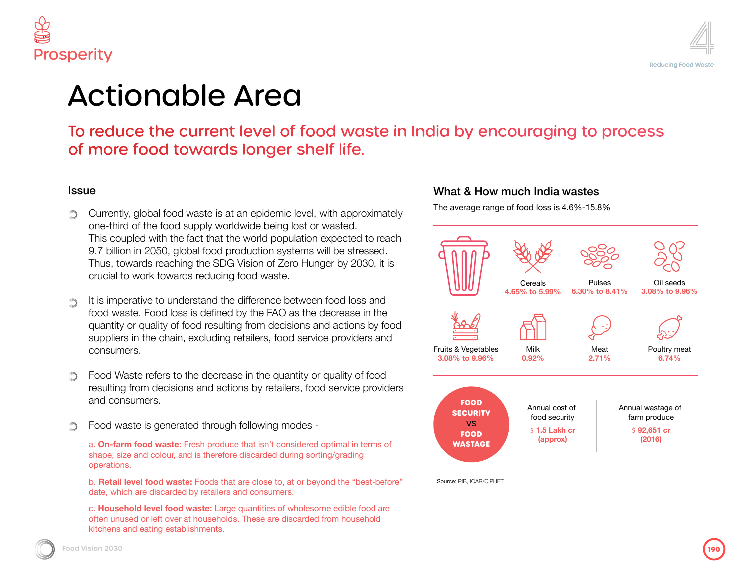# Actionable Area

## To reduce the current level of food waste in India by encouraging to process of more food towards longer shelf life.

### Issue

- Currently, global food waste is at an epidemic level, with approximately one-third of the food supply worldwide being lost or wasted.
  This coupled with the fact that the world population expected to reach 9.7 billion in 2050, global food production systems will be stressed. Thus, towards reaching the SDG Vision of Zero Hunger by 2030, it is crucial to work towards reducing food waste.

- It is imperative to understand the difference between food loss and food waste. Food loss is defined by the FAO as the decrease in the quantity or quality of food resulting from decisions and actions by food suppliers in the chain, excluding retailers, food service providers and consumers.

- Food Waste refers to the decrease in the quantity or quality of food resulting from decisions and actions by retailers, food service providers and consumers.

- Food waste is generated through following modes -

  a. **On-farm food waste:** Fresh produce that isn't considered optimal in terms of shape, size and colour, and is therefore discarded during sorting/grading operations.

  b. **Retail level food waste:** Foods that are close to, at or beyond the "best-before" date, which are discarded by retailers and consumers.

  c. **Household level food waste:** Large quantities of wholesome edible food are often unused or left over at households. These are discarded from household kitchens and eating establishments.

### What & How much India wastes

The average range of food loss is 4.6%-15.8%

| Commodity | Loss |
|---|---|
| Cereals | 4.65% to 5.99% |
| Pulses | 6.30% to 8.41% |
| Oil seeds | 3.08% to 9.96% |
| Fruits & Vegetables | 3.08% to 9.96% |
| Milk | 0.92% |
| Meat | 2.71% |
| Poultry meat | 6.74% |

**FOOD SECURITY VS FOOD WASTAGE**

| Annual cost of food security | Annual wastage of farm produce |
|---|---|
| $ 1.5 Lakh cr (approx) | $ 92,651 cr (2016) |

Source: PIB, ICAR/CIPHET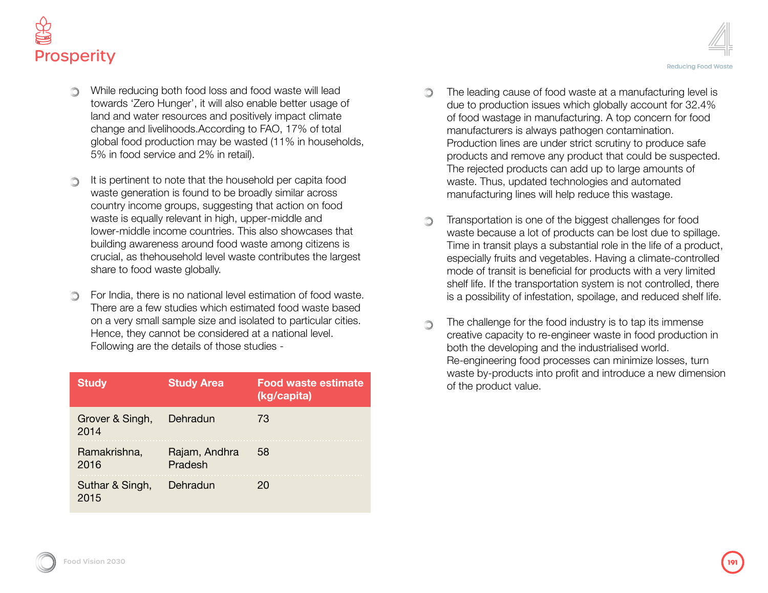- While reducing both food loss and food waste will lead towards 'Zero Hunger', it will also enable better usage of land and water resources and positively impact climate change and livelihoods.According to FAO, 17% of total global food production may be wasted (11% in households, 5% in food service and 2% in retail).

- It is pertinent to note that the household per capita food waste generation is found to be broadly similar across country income groups, suggesting that action on food waste is equally relevant in high, upper-middle and lower-middle income countries. This also showcases that building awareness around food waste among citizens is crucial, as thehousehold level waste contributes the largest share to food waste globally.

- For India, there is no national level estimation of food waste. There are a few studies which estimated food waste based on a very small sample size and isolated to particular cities. Hence, they cannot be considered at a national level. Following are the details of those studies -

| Study | Study Area | Food waste estimate (kg/capita) |
| --- | --- | --- |
| Grover & Singh, 2014 | Dehradun | 73 |
| Ramakrishna, 2016 | Rajam, Andhra Pradesh | 58 |
| Suthar & Singh, 2015 | Dehradun | 20 |

- The leading cause of food waste at a manufacturing level is due to production issues which globally account for 32.4% of food wastage in manufacturing. A top concern for food manufacturers is always pathogen contamination. Production lines are under strict scrutiny to produce safe products and remove any product that could be suspected. The rejected products can add up to large amounts of waste. Thus, updated technologies and automated manufacturing lines will help reduce this wastage.

- Transportation is one of the biggest challenges for food waste because a lot of products can be lost due to spillage. Time in transit plays a substantial role in the life of a product, especially fruits and vegetables. Having a climate-controlled mode of transit is beneficial for products with a very limited shelf life. If the transportation system is not controlled, there is a possibility of infestation, spoilage, and reduced shelf life.

- The challenge for the food industry is to tap its immense creative capacity to re-engineer waste in food production in both the developing and the industrialised world. Re-engineering food processes can minimize losses, turn waste by-products into profit and introduce a new dimension of the product value.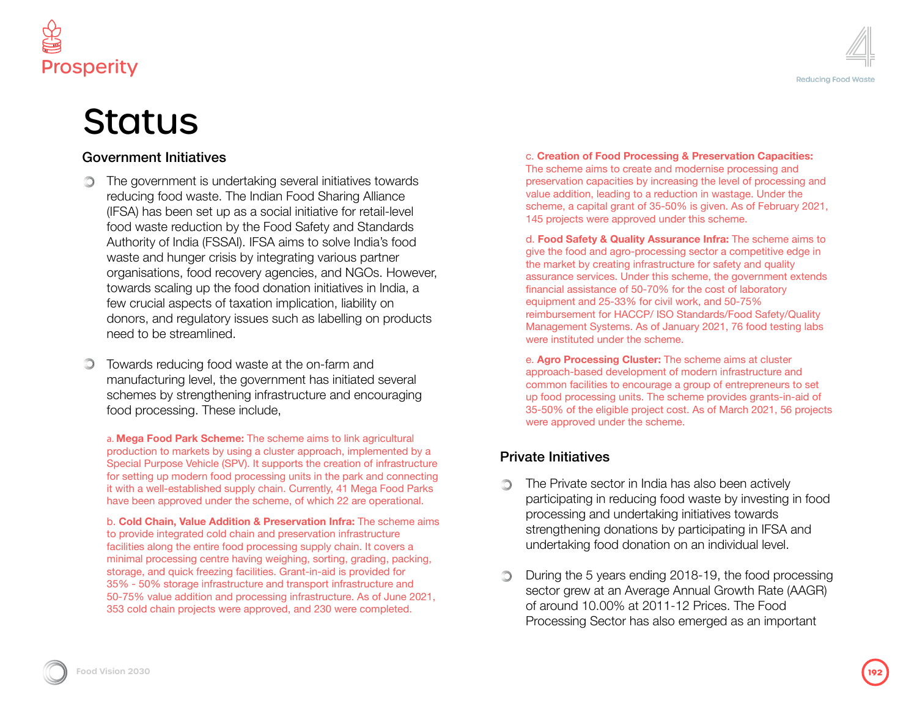# Status

## Government Initiatives

- The government is undertaking several initiatives towards reducing food waste. The Indian Food Sharing Alliance (IFSA) has been set up as a social initiative for retail-level food waste reduction by the Food Safety and Standards Authority of India (FSSAI). IFSA aims to solve India's food waste and hunger crisis by integrating various partner organisations, food recovery agencies, and NGOs. However, towards scaling up the food donation initiatives in India, a few crucial aspects of taxation implication, liability on donors, and regulatory issues such as labelling on products need to be streamlined.

- Towards reducing food waste at the on-farm and manufacturing level, the government has initiated several schemes by strengthening infrastructure and encouraging food processing. These include,

  a. **Mega Food Park Scheme:** The scheme aims to link agricultural production to markets by using a cluster approach, implemented by a Special Purpose Vehicle (SPV). It supports the creation of infrastructure for setting up modern food processing units in the park and connecting it with a well-established supply chain. Currently, 41 Mega Food Parks have been approved under the scheme, of which 22 are operational.

  b. **Cold Chain, Value Addition & Preservation Infra:** The scheme aims to provide integrated cold chain and preservation infrastructure facilities along the entire food processing supply chain. It covers a minimal processing centre having weighing, sorting, grading, packing, storage, and quick freezing facilities. Grant-in-aid is provided for 35% - 50% storage infrastructure and transport infrastructure and 50-75% value addition and processing infrastructure. As of June 2021, 353 cold chain projects were approved, and 230 were completed.

  c. **Creation of Food Processing & Preservation Capacities:** The scheme aims to create and modernise processing and preservation capacities by increasing the level of processing and value addition, leading to a reduction in wastage. Under the scheme, a capital grant of 35-50% is given. As of February 2021, 145 projects were approved under this scheme.

  d. **Food Safety & Quality Assurance Infra:** The scheme aims to give the food and agro-processing sector a competitive edge in the market by creating infrastructure for safety and quality assurance services. Under this scheme, the government extends financial assistance of 50-70% for the cost of laboratory equipment and 25-33% for civil work, and 50-75% reimbursement for HACCP/ ISO Standards/Food Safety/Quality Management Systems. As of January 2021, 76 food testing labs were instituted under the scheme.

  e. **Agro Processing Cluster:** The scheme aims at cluster approach-based development of modern infrastructure and common facilities to encourage a group of entrepreneurs to set up food processing units. The scheme provides grants-in-aid of 35-50% of the eligible project cost. As of March 2021, 56 projects were approved under the scheme.

## Private Initiatives

- The Private sector in India has also been actively participating in reducing food waste by investing in food processing and undertaking initiatives towards strengthening donations by participating in IFSA and undertaking food donation on an individual level.

- During the 5 years ending 2018-19, the food processing sector grew at an Average Annual Growth Rate (AAGR) of around 10.00% at 2011-12 Prices. The Food Processing Sector has also emerged as an important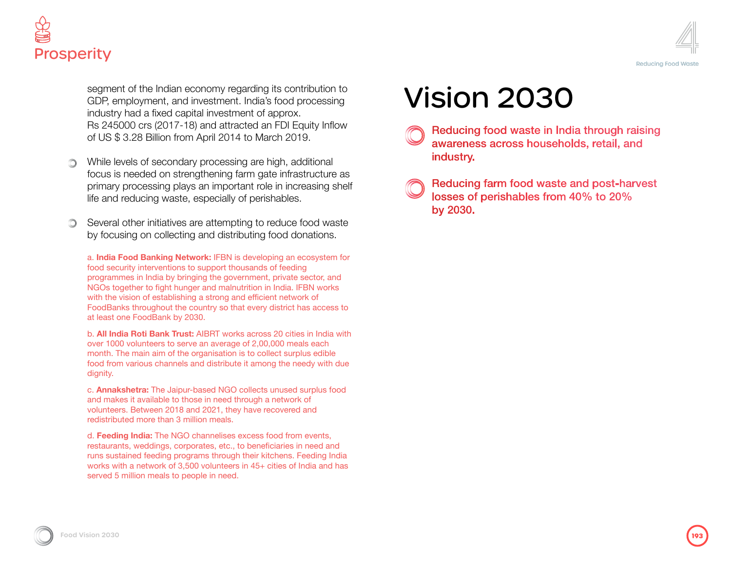segment of the Indian economy regarding its contribution to GDP, employment, and investment. India's food processing industry had a fixed capital investment of approx. Rs 245000 crs (2017-18) and attracted an FDI Equity Inflow of US $ 3.28 Billion from April 2014 to March 2019.

- While levels of secondary processing are high, additional focus is needed on strengthening farm gate infrastructure as primary processing plays an important role in increasing shelf life and reducing waste, especially of perishables.

- Several other initiatives are attempting to reduce food waste by focusing on collecting and distributing food donations.

a. **India Food Banking Network:** IFBN is developing an ecosystem for food security interventions to support thousands of feeding programmes in India by bringing the government, private sector, and NGOs together to fight hunger and malnutrition in India. IFBN works with the vision of establishing a strong and efficient network of FoodBanks throughout the country so that every district has access to at least one FoodBank by 2030.

b. **All India Roti Bank Trust:** AIBRT works across 20 cities in India with over 1000 volunteers to serve an average of 2,00,000 meals each month. The main aim of the organisation is to collect surplus edible food from various channels and distribute it among the needy with due dignity.

c. **Annakshetra:** The Jaipur-based NGO collects unused surplus food and makes it available to those in need through a network of volunteers. Between 2018 and 2021, they have recovered and redistributed more than 3 million meals.

d. **Feeding India:** The NGO channelises excess food from events, restaurants, weddings, corporates, etc., to beneficiaries in need and runs sustained feeding programs through their kitchens. Feeding India works with a network of 3,500 volunteers in 45+ cities of India and has served 5 million meals to people in need.

# Vision 2030

- Reducing food waste in India through raising awareness across households, retail, and industry.

- Reducing farm food waste and post-harvest losses of perishables from 40% to 20% by 2030.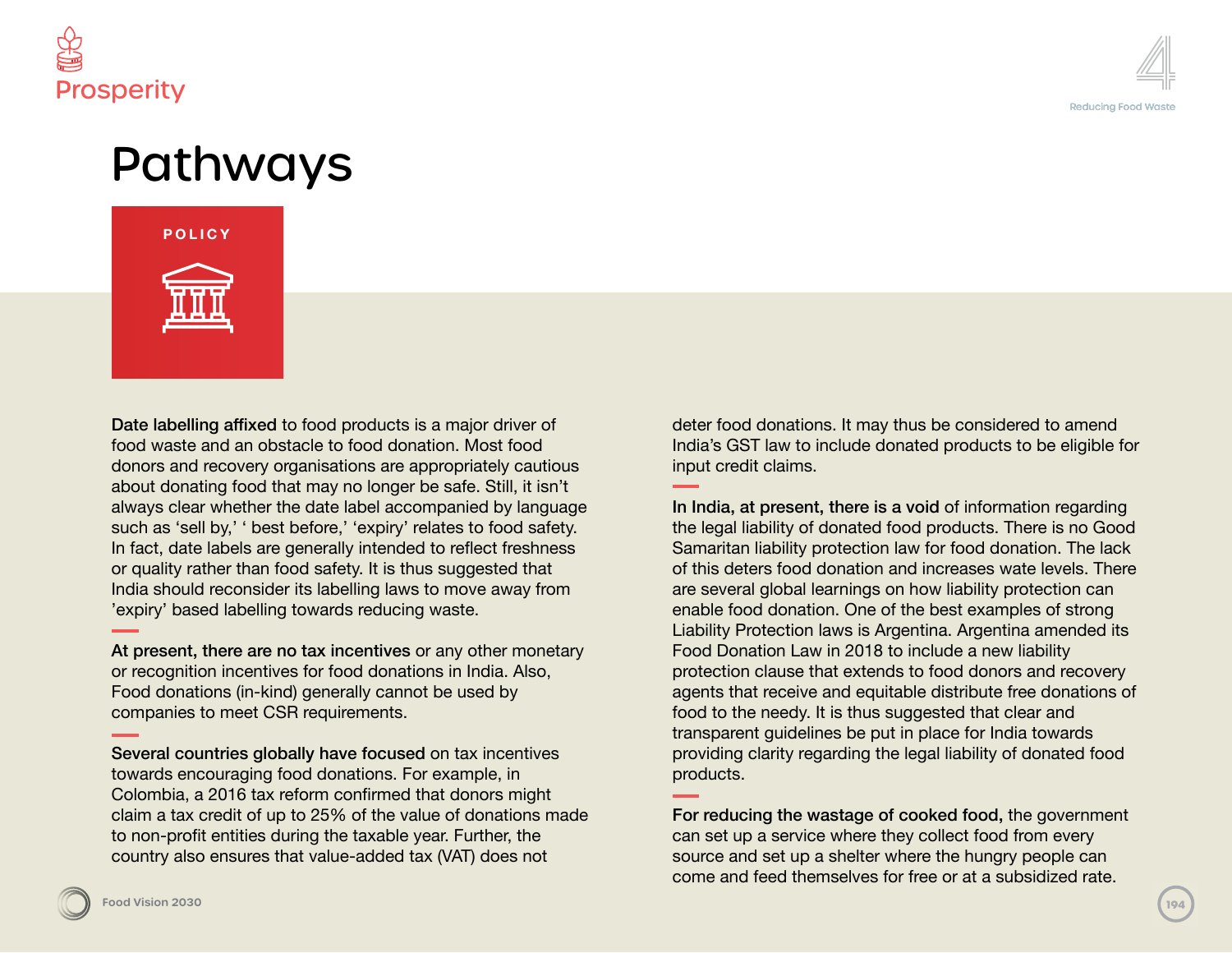# Pathways

**POLICY**

**Date labelling affixed** to food products is a major driver of food waste and an obstacle to food donation. Most food donors and recovery organisations are appropriately cautious about donating food that may no longer be safe. Still, it isn't always clear whether the date label accompanied by language such as 'sell by,' ' best before,' 'expiry' relates to food safety. In fact, date labels are generally intended to reflect freshness or quality rather than food safety. It is thus suggested that India should reconsider its labelling laws to move away from 'expiry' based labelling towards reducing waste.

**At present, there are no tax incentives** or any other monetary or recognition incentives for food donations in India. Also, Food donations (in-kind) generally cannot be used by companies to meet CSR requirements.

**Several countries globally have focused** on tax incentives towards encouraging food donations. For example, in Colombia, a 2016 tax reform confirmed that donors might claim a tax credit of up to 25% of the value of donations made to non-profit entities during the taxable year. Further, the country also ensures that value-added tax (VAT) does not deter food donations. It may thus be considered to amend India's GST law to include donated products to be eligible for input credit claims.

**In India, at present, there is a void** of information regarding the legal liability of donated food products. There is no Good Samaritan liability protection law for food donation. The lack of this deters food donation and increases wate levels. There are several global learnings on how liability protection can enable food donation. One of the best examples of strong Liability Protection laws is Argentina. Argentina amended its Food Donation Law in 2018 to include a new liability protection clause that extends to food donors and recovery agents that receive and equitable distribute free donations of food to the needy. It is thus suggested that clear and transparent guidelines be put in place for India towards providing clarity regarding the legal liability of donated food products.

**For reducing the wastage of cooked food,** the government can set up a service where they collect food from every source and set up a shelter where the hungry people can come and feed themselves for free or at a subsidized rate.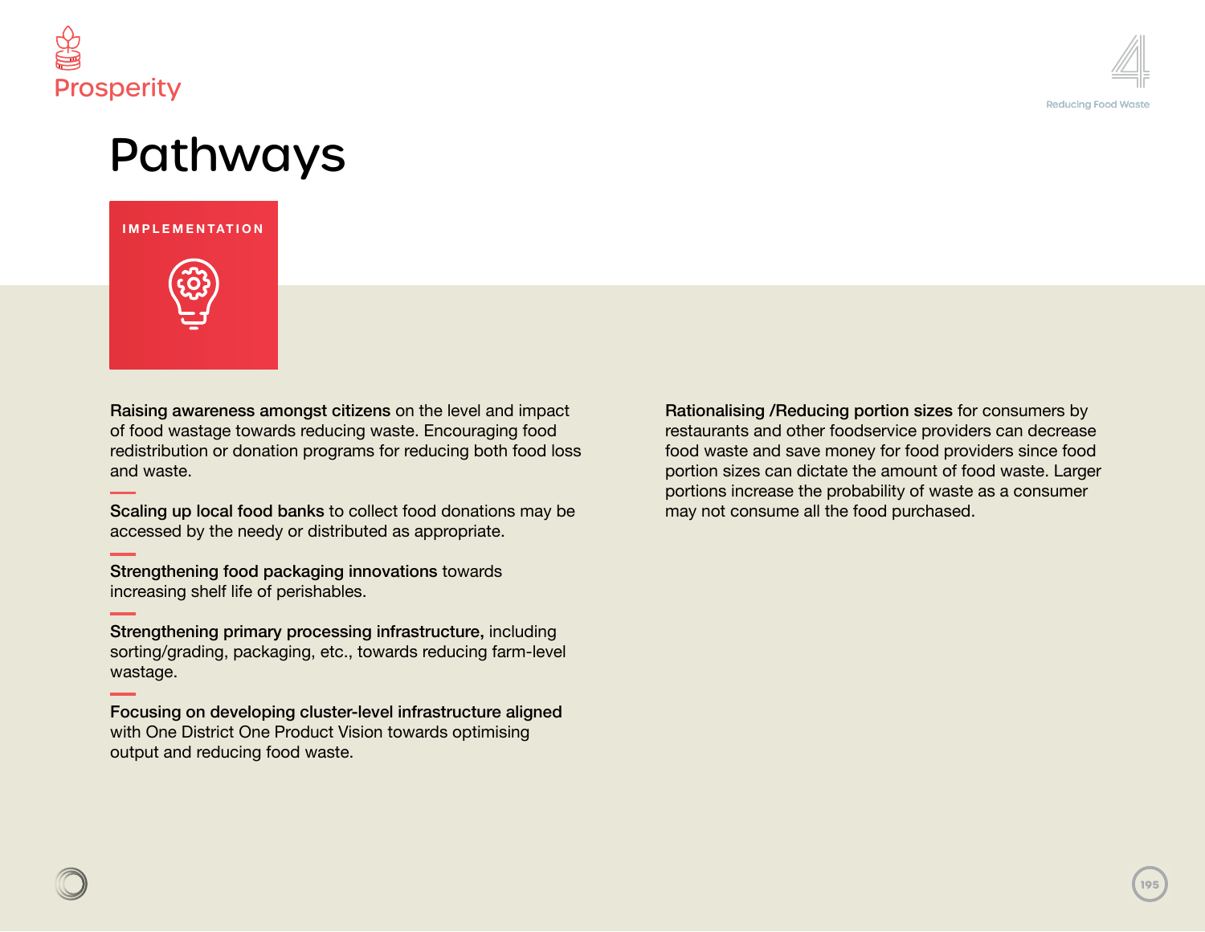Prosperity

# Pathways

IMPLEMENTATION

**Raising awareness amongst citizens** on the level and impact of food wastage towards reducing waste. Encouraging food redistribution or donation programs for reducing both food loss and waste.

**Scaling up local food banks** to collect food donations may be accessed by the needy or distributed as appropriate.

**Strengthening food packaging innovations** towards increasing shelf life of perishables.

**Strengthening primary processing infrastructure,** including sorting/grading, packaging, etc., towards reducing farm-level wastage.

**Focusing on developing cluster-level infrastructure aligned** with One District One Product Vision towards optimising output and reducing food waste.

**Rationalising /Reducing portion sizes** for consumers by restaurants and other foodservice providers can decrease food waste and save money for food providers since food portion sizes can dictate the amount of food waste. Larger portions increase the probability of waste as a consumer may not consume all the food purchased.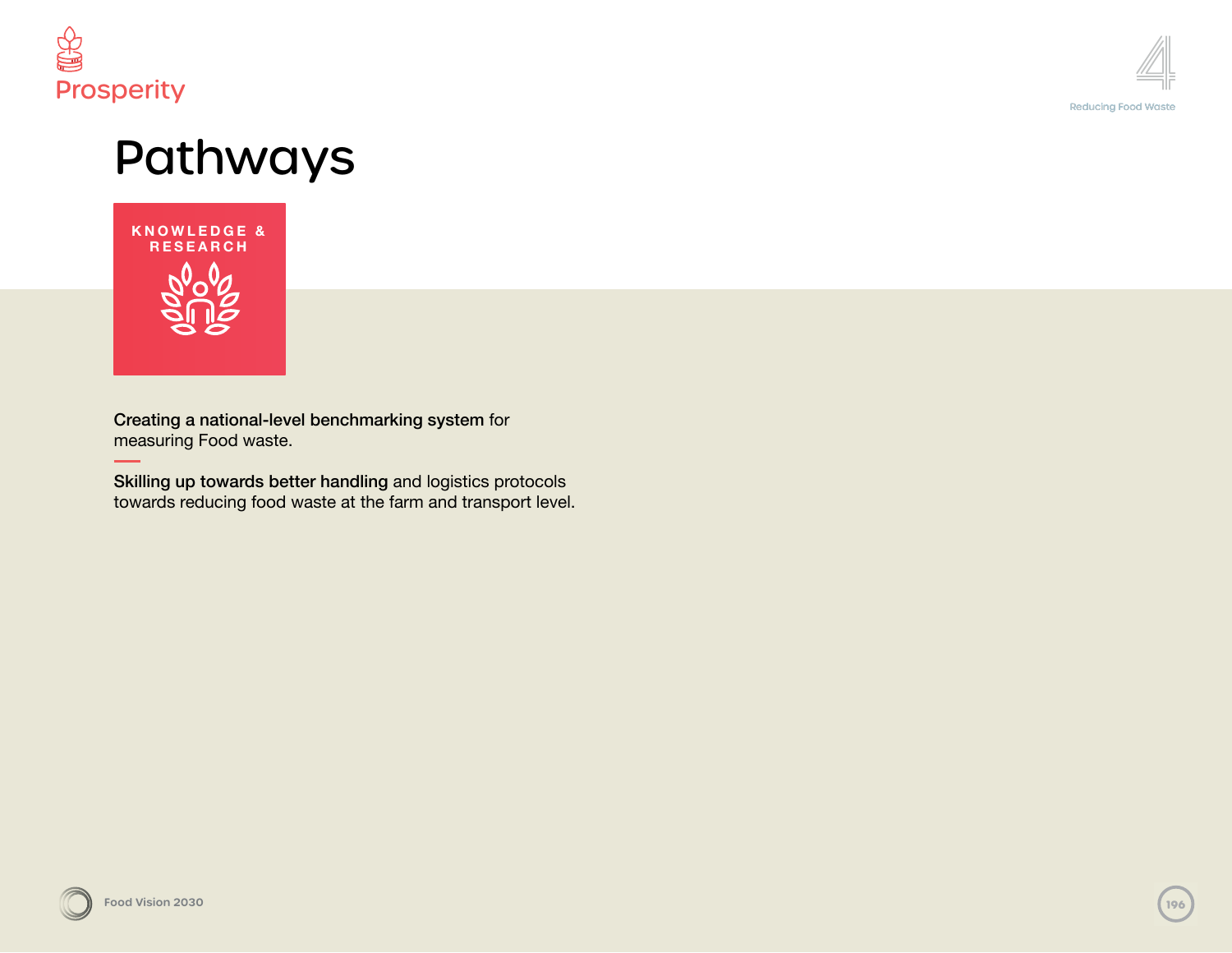Prosperity

# Pathways

KNOWLEDGE & RESEARCH

**Creating a national-level benchmarking system** for measuring Food waste.

**Skilling up towards better handling** and logistics protocols towards reducing food waste at the farm and transport level.